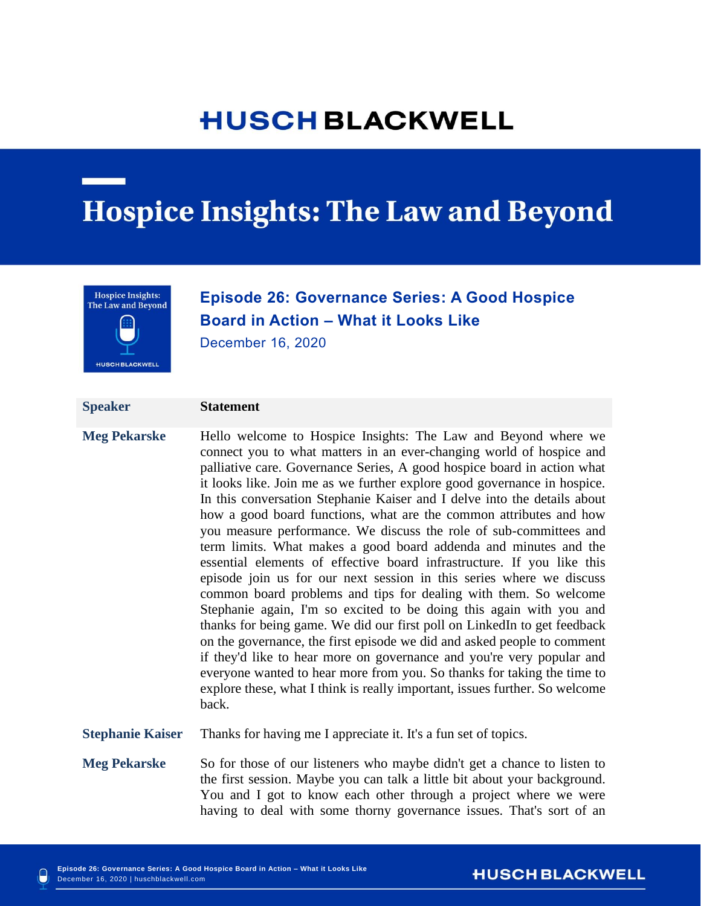# HUSCH BLACKWELL

# Hospice Insights: The Law and Beyond

## Episode 26: Governance Series: A Good Hospice Board in Action – What it Looks Like

December 16, 2020

| Speaker | Statement |
|---|---|
| **Meg Pekarske** | Hello welcome to Hospice Insights: The Law and Beyond where we connect you to what matters in an ever-changing world of hospice and palliative care. Governance Series, A good hospice board in action what it looks like. Join me as we further explore good governance in hospice. In this conversation Stephanie Kaiser and I delve into the details about how a good board functions, what are the common attributes and how you measure performance. We discuss the role of sub-committees and term limits. What makes a good board addenda and minutes and the essential elements of effective board infrastructure. If you like this episode join us for our next session in this series where we discuss common board problems and tips for dealing with them. So welcome Stephanie again, I'm so excited to be doing this again with you and thanks for being game. We did our first poll on LinkedIn to get feedback on the governance, the first episode we did and asked people to comment if they'd like to hear more on governance and you're very popular and everyone wanted to hear more from you. So thanks for taking the time to explore these, what I think is really important, issues further. So welcome back. |
| **Stephanie Kaiser** | Thanks for having me I appreciate it. It's a fun set of topics. |
| **Meg Pekarske** | So for those of our listeners who maybe didn't get a chance to listen to the first session. Maybe you can talk a little bit about your background. You and I got to know each other through a project where we were having to deal with some thorny governance issues. That's sort of an |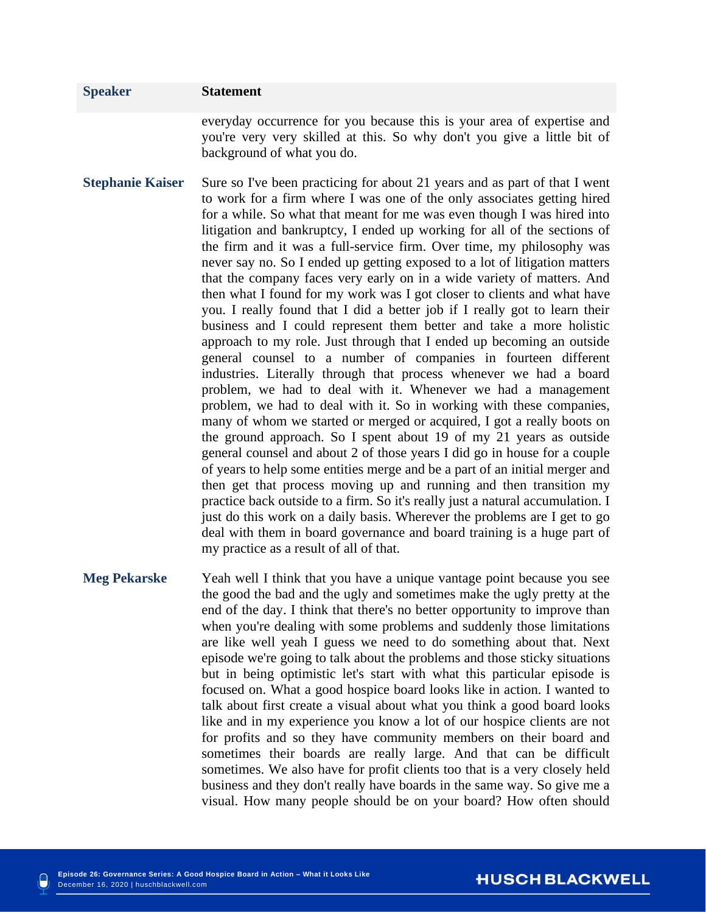| Speaker | Statement |
|---|---|
| | everyday occurrence for you because this is your area of expertise and you're very very skilled at this. So why don't you give a little bit of background of what you do. |
| **Stephanie Kaiser** | Sure so I've been practicing for about 21 years and as part of that I went to work for a firm where I was one of the only associates getting hired for a while. So what that meant for me was even though I was hired into litigation and bankruptcy, I ended up working for all of the sections of the firm and it was a full-service firm. Over time, my philosophy was never say no. So I ended up getting exposed to a lot of litigation matters that the company faces very early on in a wide variety of matters. And then what I found for my work was I got closer to clients and what have you. I really found that I did a better job if I really got to learn their business and I could represent them better and take a more holistic approach to my role. Just through that I ended up becoming an outside general counsel to a number of companies in fourteen different industries. Literally through that process whenever we had a board problem, we had to deal with it. Whenever we had a management problem, we had to deal with it. So in working with these companies, many of whom we started or merged or acquired, I got a really boots on the ground approach. So I spent about 19 of my 21 years as outside general counsel and about 2 of those years I did go in house for a couple of years to help some entities merge and be a part of an initial merger and then get that process moving up and running and then transition my practice back outside to a firm. So it's really just a natural accumulation. I just do this work on a daily basis. Wherever the problems are I get to go deal with them in board governance and board training is a huge part of my practice as a result of all of that. |
| **Meg Pekarske** | Yeah well I think that you have a unique vantage point because you see the good the bad and the ugly and sometimes make the ugly pretty at the end of the day. I think that there's no better opportunity to improve than when you're dealing with some problems and suddenly those limitations are like well yeah I guess we need to do something about that. Next episode we're going to talk about the problems and those sticky situations but in being optimistic let's start with what this particular episode is focused on. What a good hospice board looks like in action. I wanted to talk about first create a visual about what you think a good board looks like and in my experience you know a lot of our hospice clients are not for profits and so they have community members on their board and sometimes their boards are really large. And that can be difficult sometimes. We also have for profit clients too that is a very closely held business and they don't really have boards in the same way. So give me a visual. How many people should be on your board? How often should |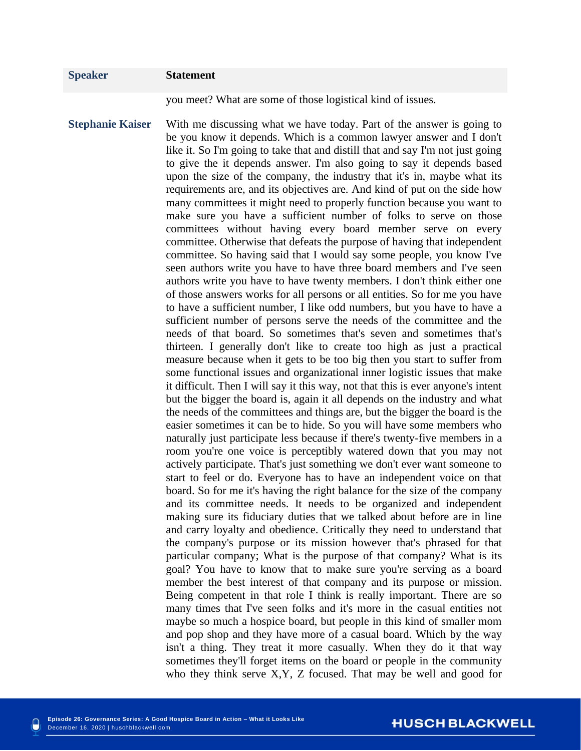| Speaker | Statement |
|---|---|
| | you meet? What are some of those logistical kind of issues. |
| **Stephanie Kaiser** | With me discussing what we have today. Part of the answer is going to be you know it depends. Which is a common lawyer answer and I don't like it. So I'm going to take that and distill that and say I'm not just going to give the it depends answer. I'm also going to say it depends based upon the size of the company, the industry that it's in, maybe what its requirements are, and its objectives are. And kind of put on the side how many committees it might need to properly function because you want to make sure you have a sufficient number of folks to serve on those committees without having every board member serve on every committee. Otherwise that defeats the purpose of having that independent committee. So having said that I would say some people, you know I've seen authors write you have to have three board members and I've seen authors write you have to have twenty members. I don't think either one of those answers works for all persons or all entities. So for me you have to have a sufficient number, I like odd numbers, but you have to have a sufficient number of persons serve the needs of the committee and the needs of that board. So sometimes that's seven and sometimes that's thirteen. I generally don't like to create too high as just a practical measure because when it gets to be too big then you start to suffer from some functional issues and organizational inner logistic issues that make it difficult. Then I will say it this way, not that this is ever anyone's intent but the bigger the board is, again it all depends on the industry and what the needs of the committees and things are, but the bigger the board is the easier sometimes it can be to hide. So you will have some members who naturally just participate less because if there's twenty-five members in a room you're one voice is perceptibly watered down that you may not actively participate. That's just something we don't ever want someone to start to feel or do. Everyone has to have an independent voice on that board. So for me it's having the right balance for the size of the company and its committee needs. It needs to be organized and independent making sure its fiduciary duties that we talked about before are in line and carry loyalty and obedience. Critically they need to understand that the company's purpose or its mission however that's phrased for that particular company; What is the purpose of that company? What is its goal? You have to know that to make sure you're serving as a board member the best interest of that company and its purpose or mission. Being competent in that role I think is really important. There are so many times that I've seen folks and it's more in the casual entities not maybe so much a hospice board, but people in this kind of smaller mom and pop shop and they have more of a casual board. Which by the way isn't a thing. They treat it more casually. When they do it that way sometimes they'll forget items on the board or people in the community who they think serve X,Y, Z focused. That may be well and good for |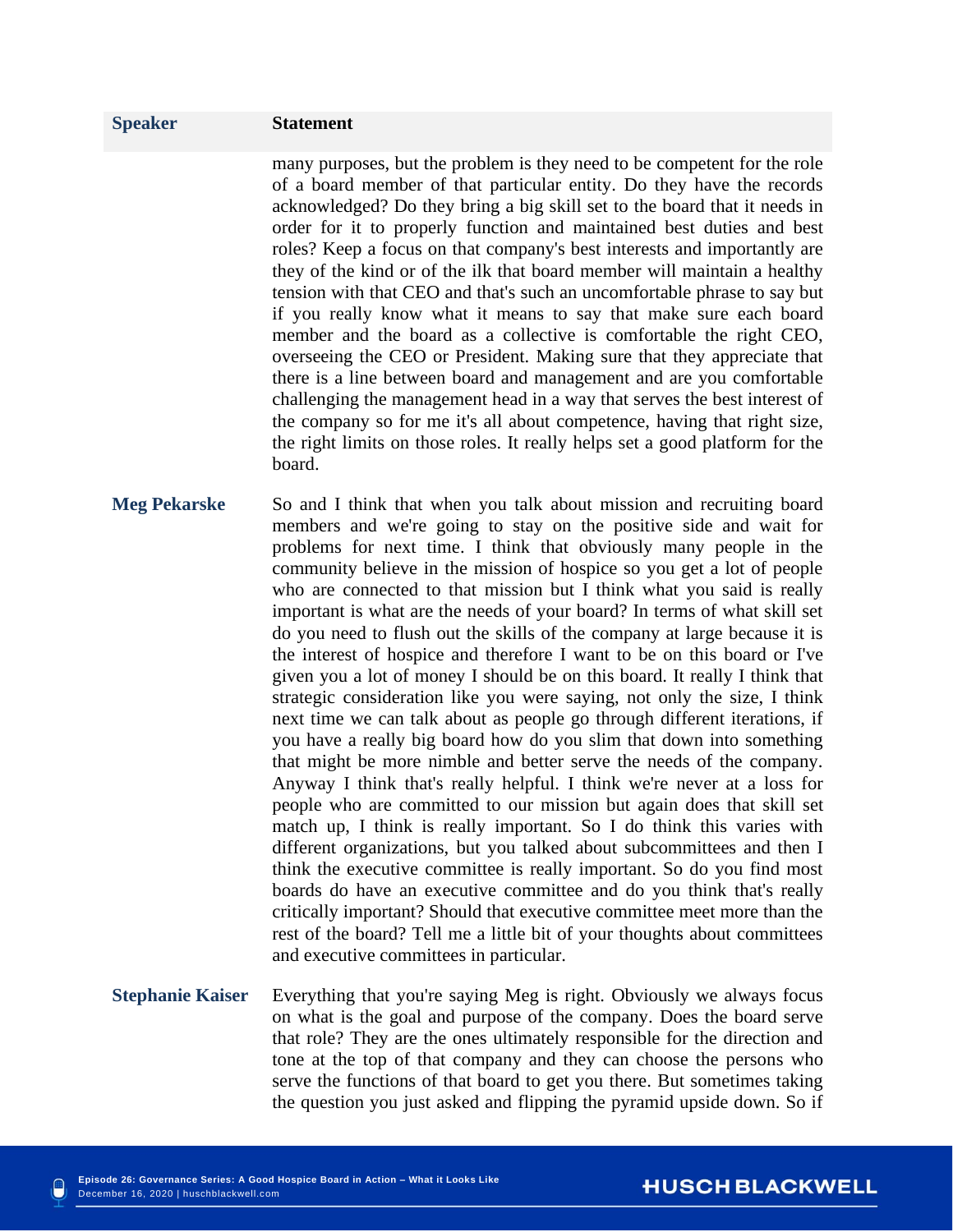| Speaker | Statement |
| --- | --- |
| | many purposes, but the problem is they need to be competent for the role of a board member of that particular entity. Do they have the records acknowledged? Do they bring a big skill set to the board that it needs in order for it to properly function and maintained best duties and best roles? Keep a focus on that company's best interests and importantly are they of the kind or of the ilk that board member will maintain a healthy tension with that CEO and that's such an uncomfortable phrase to say but if you really know what it means to say that make sure each board member and the board as a collective is comfortable the right CEO, overseeing the CEO or President. Making sure that they appreciate that there is a line between board and management and are you comfortable challenging the management head in a way that serves the best interest of the company so for me it's all about competence, having that right size, the right limits on those roles. It really helps set a good platform for the board. |
| **Meg Pekarske** | So and I think that when you talk about mission and recruiting board members and we're going to stay on the positive side and wait for problems for next time. I think that obviously many people in the community believe in the mission of hospice so you get a lot of people who are connected to that mission but I think what you said is really important is what are the needs of your board? In terms of what skill set do you need to flush out the skills of the company at large because it is the interest of hospice and therefore I want to be on this board or I've given you a lot of money I should be on this board. It really I think that strategic consideration like you were saying, not only the size, I think next time we can talk about as people go through different iterations, if you have a really big board how do you slim that down into something that might be more nimble and better serve the needs of the company. Anyway I think that's really helpful. I think we're never at a loss for people who are committed to our mission but again does that skill set match up, I think is really important. So I do think this varies with different organizations, but you talked about subcommittees and then I think the executive committee is really important. So do you find most boards do have an executive committee and do you think that's really critically important? Should that executive committee meet more than the rest of the board? Tell me a little bit of your thoughts about committees and executive committees in particular. |
| **Stephanie Kaiser** | Everything that you're saying Meg is right. Obviously we always focus on what is the goal and purpose of the company. Does the board serve that role? They are the ones ultimately responsible for the direction and tone at the top of that company and they can choose the persons who serve the functions of that board to get you there. But sometimes taking the question you just asked and flipping the pyramid upside down. So if |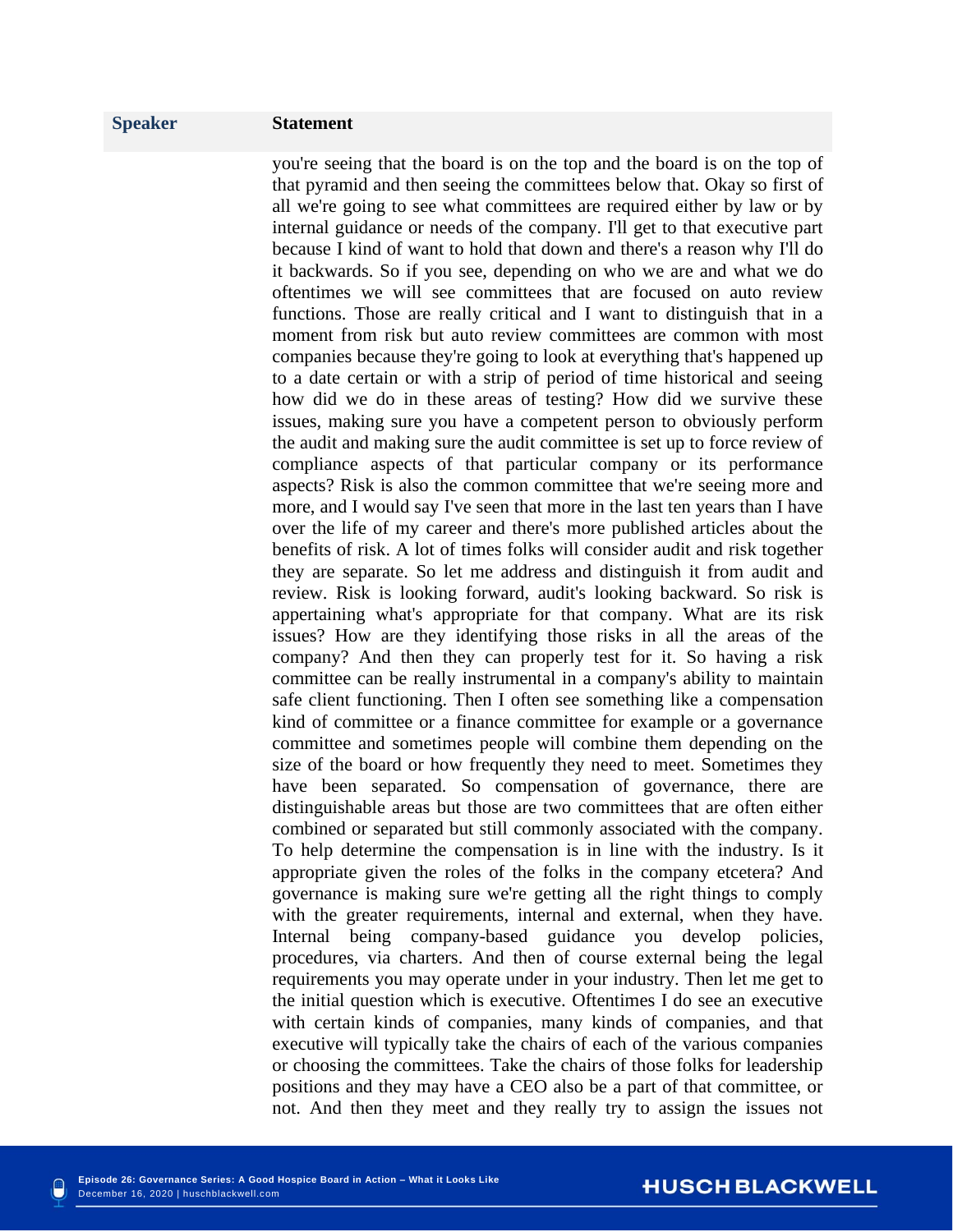| Speaker | Statement |
|---|---|
| | you're seeing that the board is on the top and the board is on the top of that pyramid and then seeing the committees below that. Okay so first of all we're going to see what committees are required either by law or by internal guidance or needs of the company. I'll get to that executive part because I kind of want to hold that down and there's a reason why I'll do it backwards. So if you see, depending on who we are and what we do oftentimes we will see committees that are focused on auto review functions. Those are really critical and I want to distinguish that in a moment from risk but auto review committees are common with most companies because they're going to look at everything that's happened up to a date certain or with a strip of period of time historical and seeing how did we do in these areas of testing? How did we survive these issues, making sure you have a competent person to obviously perform the audit and making sure the audit committee is set up to force review of compliance aspects of that particular company or its performance aspects? Risk is also the common committee that we're seeing more and more, and I would say I've seen that more in the last ten years than I have over the life of my career and there's more published articles about the benefits of risk. A lot of times folks will consider audit and risk together they are separate. So let me address and distinguish it from audit and review. Risk is looking forward, audit's looking backward. So risk is appertaining what's appropriate for that company. What are its risk issues? How are they identifying those risks in all the areas of the company? And then they can properly test for it. So having a risk committee can be really instrumental in a company's ability to maintain safe client functioning. Then I often see something like a compensation kind of committee or a finance committee for example or a governance committee and sometimes people will combine them depending on the size of the board or how frequently they need to meet. Sometimes they have been separated. So compensation of governance, there are distinguishable areas but those are two committees that are often either combined or separated but still commonly associated with the company. To help determine the compensation is in line with the industry. Is it appropriate given the roles of the folks in the company etcetera? And governance is making sure we're getting all the right things to comply with the greater requirements, internal and external, when they have. Internal being company-based guidance you develop policies, procedures, via charters. And then of course external being the legal requirements you may operate under in your industry. Then let me get to the initial question which is executive. Oftentimes I do see an executive with certain kinds of companies, many kinds of companies, and that executive will typically take the chairs of each of the various companies or choosing the committees. Take the chairs of those folks for leadership positions and they may have a CEO also be a part of that committee, or not. And then they meet and they really try to assign the issues not |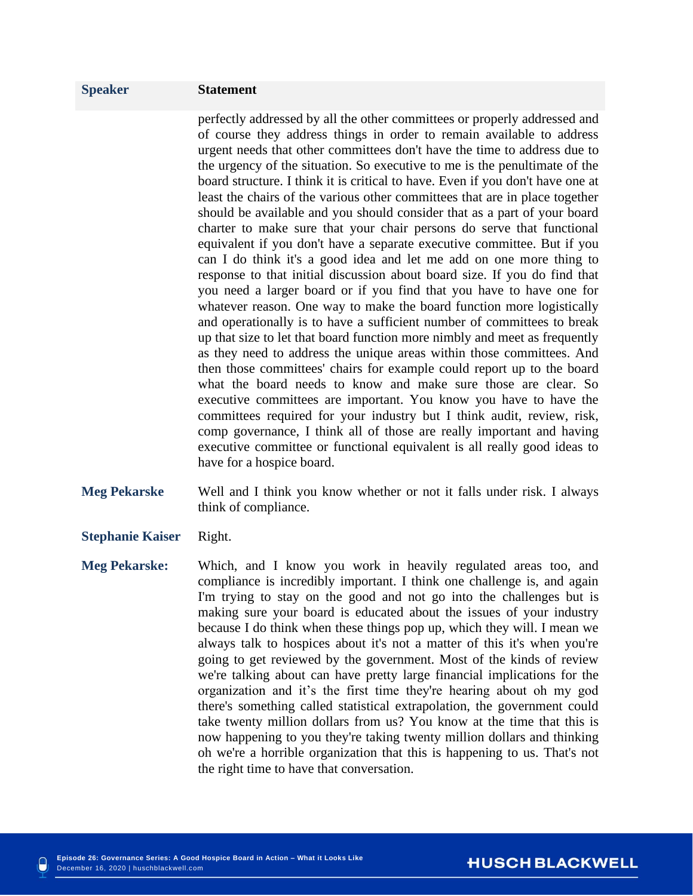| Speaker | Statement |
|---|---|
| | perfectly addressed by all the other committees or properly addressed and of course they address things in order to remain available to address urgent needs that other committees don't have the time to address due to the urgency of the situation. So executive to me is the penultimate of the board structure. I think it is critical to have. Even if you don't have one at least the chairs of the various other committees that are in place together should be available and you should consider that as a part of your board charter to make sure that your chair persons do serve that functional equivalent if you don't have a separate executive committee. But if you can I do think it's a good idea and let me add on one more thing to response to that initial discussion about board size. If you do find that you need a larger board or if you find that you have to have one for whatever reason. One way to make the board function more logistically and operationally is to have a sufficient number of committees to break up that size to let that board function more nimbly and meet as frequently as they need to address the unique areas within those committees. And then those committees' chairs for example could report up to the board what the board needs to know and make sure those are clear. So executive committees are important. You know you have to have the committees required for your industry but I think audit, review, risk, comp governance, I think all of those are really important and having executive committee or functional equivalent is all really good ideas to have for a hospice board. |
| **Meg Pekarske** | Well and I think you know whether or not it falls under risk. I always think of compliance. |
| **Stephanie Kaiser** | Right. |
| **Meg Pekarske:** | Which, and I know you work in heavily regulated areas too, and compliance is incredibly important. I think one challenge is, and again I'm trying to stay on the good and not go into the challenges but is making sure your board is educated about the issues of your industry because I do think when these things pop up, which they will. I mean we always talk to hospices about it's not a matter of this it's when you're going to get reviewed by the government. Most of the kinds of review we're talking about can have pretty large financial implications for the organization and it's the first time they're hearing about oh my god there's something called statistical extrapolation, the government could take twenty million dollars from us? You know at the time that this is now happening to you they're taking twenty million dollars and thinking oh we're a horrible organization that this is happening to us. That's not the right time to have that conversation. |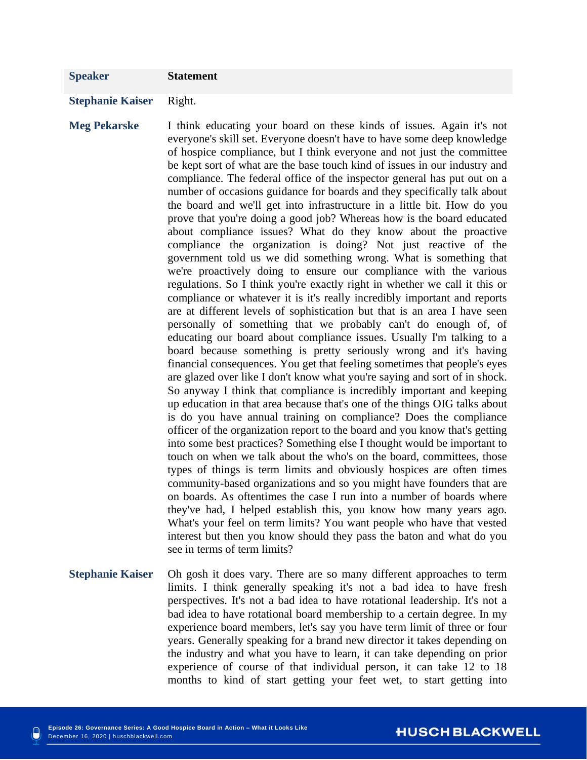| Speaker | Statement |
|---|---|
| **Stephanie Kaiser** | Right. |
| **Meg Pekarske** | I think educating your board on these kinds of issues. Again it's not everyone's skill set. Everyone doesn't have to have some deep knowledge of hospice compliance, but I think everyone and not just the committee be kept sort of what are the base touch kind of issues in our industry and compliance. The federal office of the inspector general has put out on a number of occasions guidance for boards and they specifically talk about the board and we'll get into infrastructure in a little bit. How do you prove that you're doing a good job? Whereas how is the board educated about compliance issues? What do they know about the proactive compliance the organization is doing? Not just reactive of the government told us we did something wrong. What is something that we're proactively doing to ensure our compliance with the various regulations. So I think you're exactly right in whether we call it this or compliance or whatever it is it's really incredibly important and reports are at different levels of sophistication but that is an area I have seen personally of something that we probably can't do enough of, of educating our board about compliance issues. Usually I'm talking to a board because something is pretty seriously wrong and it's having financial consequences. You get that feeling sometimes that people's eyes are glazed over like I don't know what you're saying and sort of in shock. So anyway I think that compliance is incredibly important and keeping up education in that area because that's one of the things OIG talks about is do you have annual training on compliance? Does the compliance officer of the organization report to the board and you know that's getting into some best practices? Something else I thought would be important to touch on when we talk about the who's on the board, committees, those types of things is term limits and obviously hospices are often times community-based organizations and so you might have founders that are on boards. As oftentimes the case I run into a number of boards where they've had, I helped establish this, you know how many years ago. What's your feel on term limits? You want people who have that vested interest but then you know should they pass the baton and what do you see in terms of term limits? |
| **Stephanie Kaiser** | Oh gosh it does vary. There are so many different approaches to term limits. I think generally speaking it's not a bad idea to have fresh perspectives. It's not a bad idea to have rotational leadership. It's not a bad idea to have rotational board membership to a certain degree. In my experience board members, let's say you have term limit of three or four years. Generally speaking for a brand new director it takes depending on the industry and what you have to learn, it can take depending on prior experience of course of that individual person, it can take 12 to 18 months to kind of start getting your feet wet, to start getting into |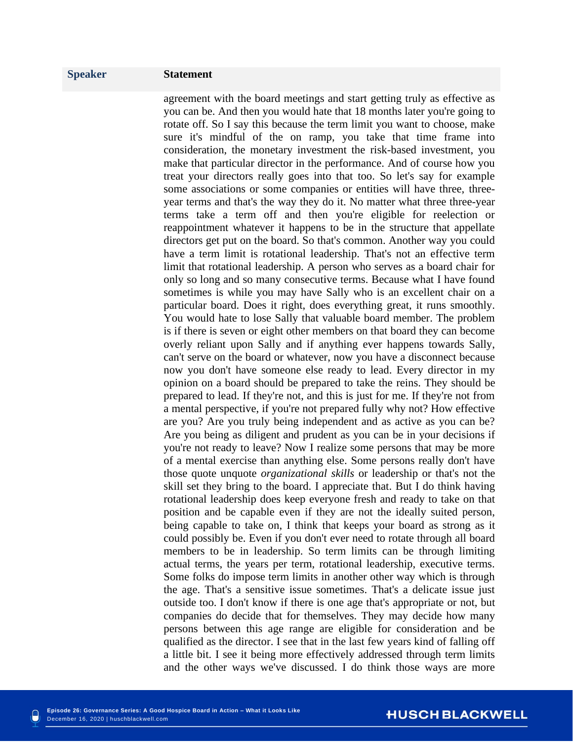| Speaker | Statement |
|---|---|
| | agreement with the board meetings and start getting truly as effective as you can be. And then you would hate that 18 months later you're going to rotate off. So I say this because the term limit you want to choose, make sure it's mindful of the on ramp, you take that time frame into consideration, the monetary investment the risk-based investment, you make that particular director in the performance. And of course how you treat your directors really goes into that too. So let's say for example some associations or some companies or entities will have three, three-year terms and that's the way they do it. No matter what three three-year terms take a term off and then you're eligible for reelection or reappointment whatever it happens to be in the structure that appellate directors get put on the board. So that's common. Another way you could have a term limit is rotational leadership. That's not an effective term limit that rotational leadership. A person who serves as a board chair for only so long and so many consecutive terms. Because what I have found sometimes is while you may have Sally who is an excellent chair on a particular board. Does it right, does everything great, it runs smoothly. You would hate to lose Sally that valuable board member. The problem is if there is seven or eight other members on that board they can become overly reliant upon Sally and if anything ever happens towards Sally, can't serve on the board or whatever, now you have a disconnect because now you don't have someone else ready to lead. Every director in my opinion on a board should be prepared to take the reins. They should be prepared to lead. If they're not, and this is just for me. If they're not from a mental perspective, if you're not prepared fully why not? How effective are you? Are you truly being independent and as active as you can be? Are you being as diligent and prudent as you can be in your decisions if you're not ready to leave? Now I realize some persons that may be more of a mental exercise than anything else. Some persons really don't have those quote unquote *organizational skills* or leadership or that's not the skill set they bring to the board. I appreciate that. But I do think having rotational leadership does keep everyone fresh and ready to take on that position and be capable even if they are not the ideally suited person, being capable to take on, I think that keeps your board as strong as it could possibly be. Even if you don't ever need to rotate through all board members to be in leadership. So term limits can be through limiting actual terms, the years per term, rotational leadership, executive terms. Some folks do impose term limits in another other way which is through the age. That's a sensitive issue sometimes. That's a delicate issue just outside too. I don't know if there is one age that's appropriate or not, but companies do decide that for themselves. They may decide how many persons between this age range are eligible for consideration and be qualified as the director. I see that in the last few years kind of falling off a little bit. I see it being more effectively addressed through term limits and the other ways we've discussed. I do think those ways are more |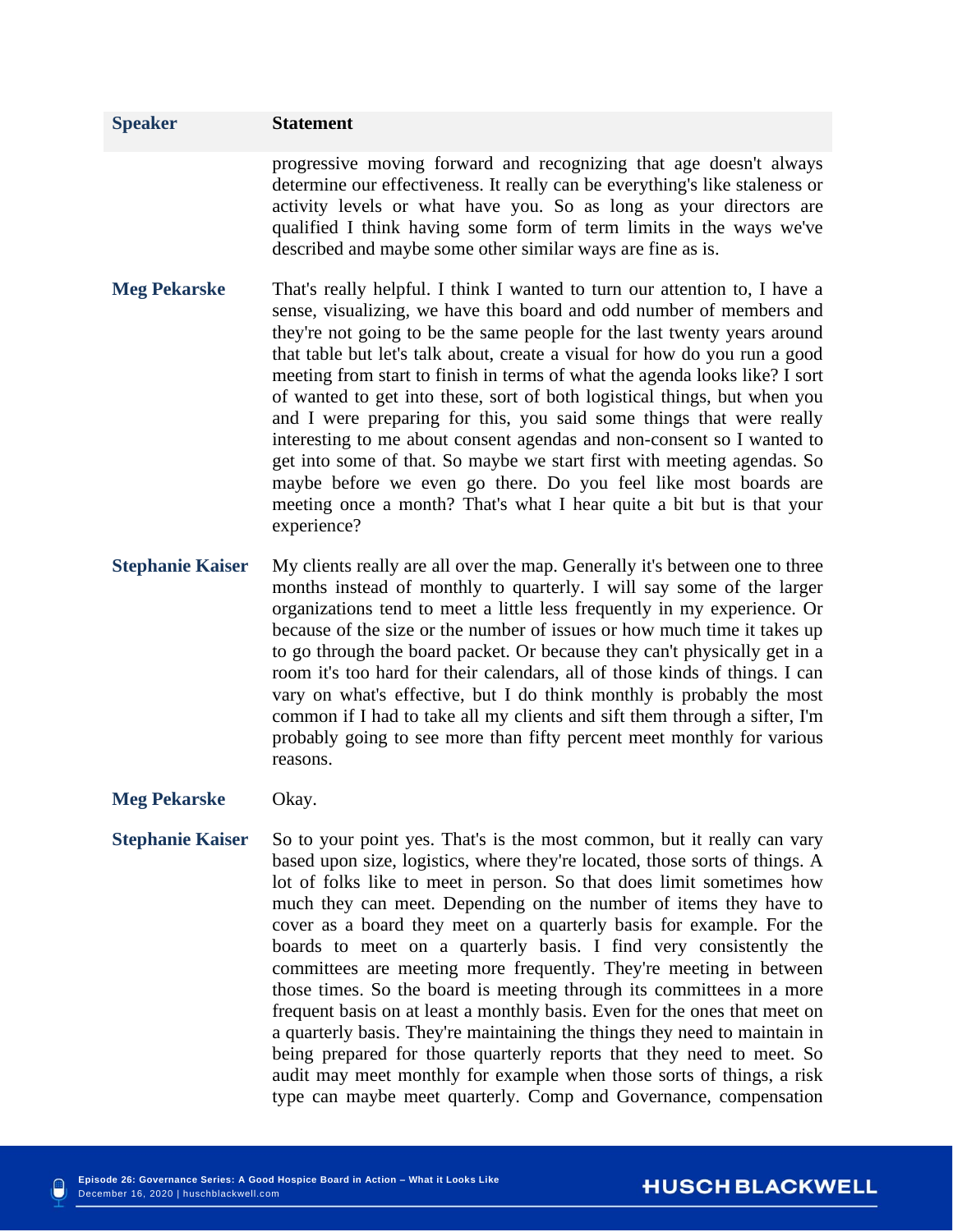| Speaker | Statement |
|---|---|
| | progressive moving forward and recognizing that age doesn't always determine our effectiveness. It really can be everything's like staleness or activity levels or what have you. So as long as your directors are qualified I think having some form of term limits in the ways we've described and maybe some other similar ways are fine as is. |
| **Meg Pekarske** | That's really helpful. I think I wanted to turn our attention to, I have a sense, visualizing, we have this board and odd number of members and they're not going to be the same people for the last twenty years around that table but let's talk about, create a visual for how do you run a good meeting from start to finish in terms of what the agenda looks like? I sort of wanted to get into these, sort of both logistical things, but when you and I were preparing for this, you said some things that were really interesting to me about consent agendas and non-consent so I wanted to get into some of that. So maybe we start first with meeting agendas. So maybe before we even go there. Do you feel like most boards are meeting once a month? That's what I hear quite a bit but is that your experience? |
| **Stephanie Kaiser** | My clients really are all over the map. Generally it's between one to three months instead of monthly to quarterly. I will say some of the larger organizations tend to meet a little less frequently in my experience. Or because of the size or the number of issues or how much time it takes up to go through the board packet. Or because they can't physically get in a room it's too hard for their calendars, all of those kinds of things. I can vary on what's effective, but I do think monthly is probably the most common if I had to take all my clients and sift them through a sifter, I'm probably going to see more than fifty percent meet monthly for various reasons. |
| **Meg Pekarske** | Okay. |
| **Stephanie Kaiser** | So to your point yes. That's is the most common, but it really can vary based upon size, logistics, where they're located, those sorts of things. A lot of folks like to meet in person. So that does limit sometimes how much they can meet. Depending on the number of items they have to cover as a board they meet on a quarterly basis for example. For the boards to meet on a quarterly basis. I find very consistently the committees are meeting more frequently. They're meeting in between those times. So the board is meeting through its committees in a more frequent basis on at least a monthly basis. Even for the ones that meet on a quarterly basis. They're maintaining the things they need to maintain in being prepared for those quarterly reports that they need to meet. So audit may meet monthly for example when those sorts of things, a risk type can maybe meet quarterly. Comp and Governance, compensation |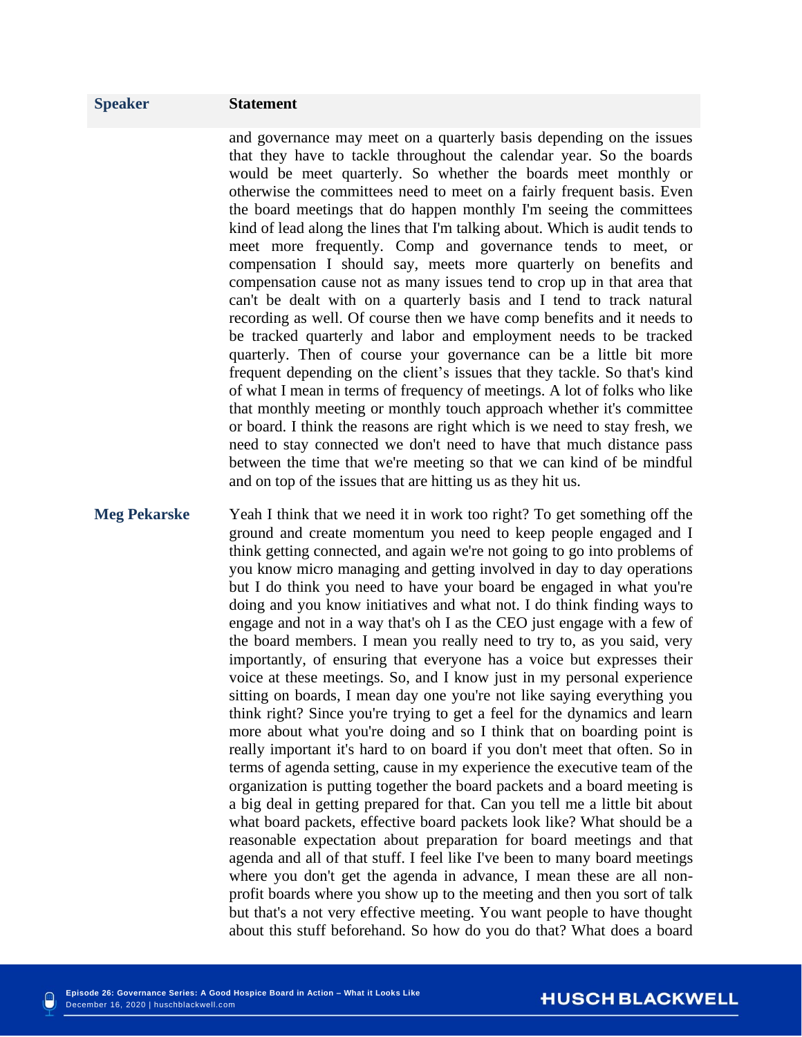| Speaker | Statement |
|---|---|
| | and governance may meet on a quarterly basis depending on the issues that they have to tackle throughout the calendar year. So the boards would be meet quarterly. So whether the boards meet monthly or otherwise the committees need to meet on a fairly frequent basis. Even the board meetings that do happen monthly I'm seeing the committees kind of lead along the lines that I'm talking about. Which is audit tends to meet more frequently. Comp and governance tends to meet, or compensation I should say, meets more quarterly on benefits and compensation cause not as many issues tend to crop up in that area that can't be dealt with on a quarterly basis and I tend to track natural recording as well. Of course then we have comp benefits and it needs to be tracked quarterly and labor and employment needs to be tracked quarterly. Then of course your governance can be a little bit more frequent depending on the client's issues that they tackle. So that's kind of what I mean in terms of frequency of meetings. A lot of folks who like that monthly meeting or monthly touch approach whether it's committee or board. I think the reasons are right which is we need to stay fresh, we need to stay connected we don't need to have that much distance pass between the time that we're meeting so that we can kind of be mindful and on top of the issues that are hitting us as they hit us. |
| **Meg Pekarske** | Yeah I think that we need it in work too right? To get something off the ground and create momentum you need to keep people engaged and I think getting connected, and again we're not going to go into problems of you know micro managing and getting involved in day to day operations but I do think you need to have your board be engaged in what you're doing and you know initiatives and what not. I do think finding ways to engage and not in a way that's oh I as the CEO just engage with a few of the board members. I mean you really need to try to, as you said, very importantly, of ensuring that everyone has a voice but expresses their voice at these meetings. So, and I know just in my personal experience sitting on boards, I mean day one you're not like saying everything you think right? Since you're trying to get a feel for the dynamics and learn more about what you're doing and so I think that on boarding point is really important it's hard to on board if you don't meet that often. So in terms of agenda setting, cause in my experience the executive team of the organization is putting together the board packets and a board meeting is a big deal in getting prepared for that. Can you tell me a little bit about what board packets, effective board packets look like? What should be a reasonable expectation about preparation for board meetings and that agenda and all of that stuff. I feel like I've been to many board meetings where you don't get the agenda in advance, I mean these are all non-profit boards where you show up to the meeting and then you sort of talk but that's a not very effective meeting. You want people to have thought about this stuff beforehand. So how do you do that? What does a board |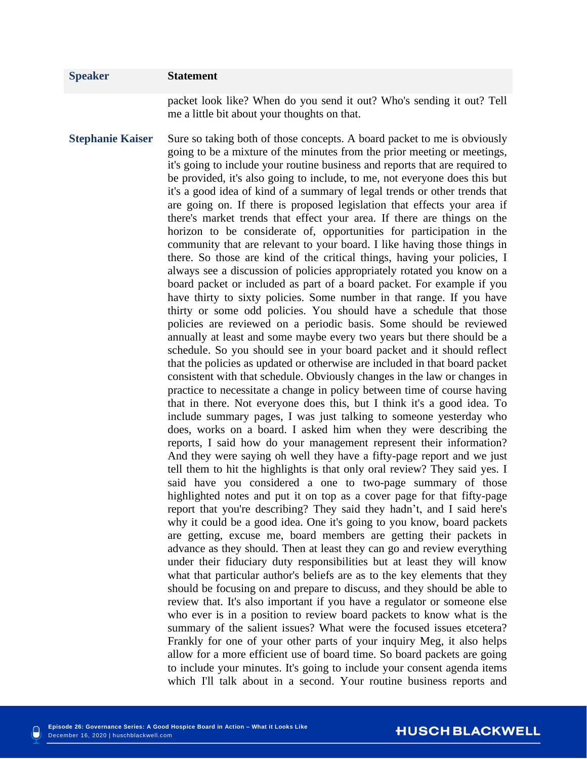| Speaker | Statement |
|---|---|
| | packet look like? When do you send it out? Who's sending it out? Tell me a little bit about your thoughts on that. |
| **Stephanie Kaiser** | Sure so taking both of those concepts. A board packet to me is obviously going to be a mixture of the minutes from the prior meeting or meetings, it's going to include your routine business and reports that are required to be provided, it's also going to include, to me, not everyone does this but it's a good idea of kind of a summary of legal trends or other trends that are going on. If there is proposed legislation that effects your area if there's market trends that effect your area. If there are things on the horizon to be considerate of, opportunities for participation in the community that are relevant to your board. I like having those things in there. So those are kind of the critical things, having your policies, I always see a discussion of policies appropriately rotated you know on a board packet or included as part of a board packet. For example if you have thirty to sixty policies. Some number in that range. If you have thirty or some odd policies. You should have a schedule that those policies are reviewed on a periodic basis. Some should be reviewed annually at least and some maybe every two years but there should be a schedule. So you should see in your board packet and it should reflect that the policies as updated or otherwise are included in that board packet consistent with that schedule. Obviously changes in the law or changes in practice to necessitate a change in policy between time of course having that in there. Not everyone does this, but I think it's a good idea. To include summary pages, I was just talking to someone yesterday who does, works on a board. I asked him when they were describing the reports, I said how do your management represent their information? And they were saying oh well they have a fifty-page report and we just tell them to hit the highlights is that only oral review? They said yes. I said have you considered a one to two-page summary of those highlighted notes and put it on top as a cover page for that fifty-page report that you're describing? They said they hadn't, and I said here's why it could be a good idea. One it's going to you know, board packets are getting, excuse me, board members are getting their packets in advance as they should. Then at least they can go and review everything under their fiduciary duty responsibilities but at least they will know what that particular author's beliefs are as to the key elements that they should be focusing on and prepare to discuss, and they should be able to review that. It's also important if you have a regulator or someone else who ever is in a position to review board packets to know what is the summary of the salient issues? What were the focused issues etcetera? Frankly for one of your other parts of your inquiry Meg, it also helps allow for a more efficient use of board time. So board packets are going to include your minutes. It's going to include your consent agenda items which I'll talk about in a second. Your routine business reports and |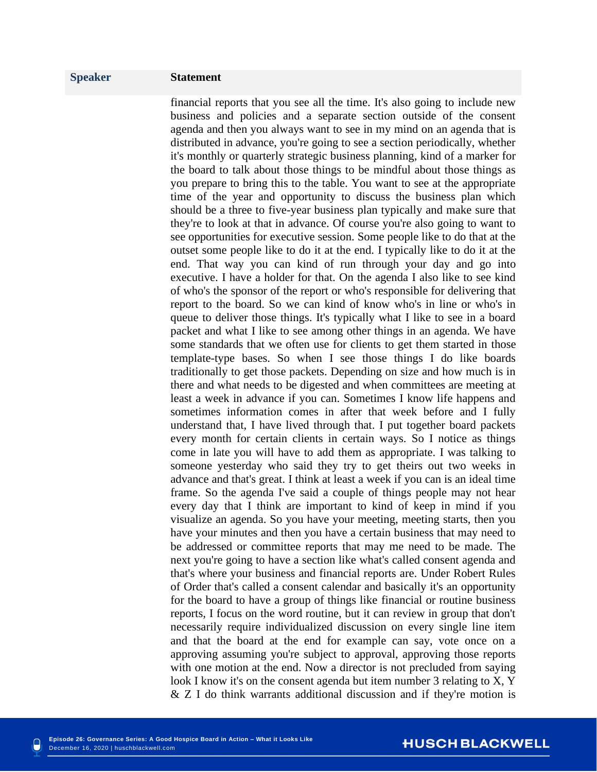| Speaker | Statement |
|---|---|
| | financial reports that you see all the time. It's also going to include new business and policies and a separate section outside of the consent agenda and then you always want to see in my mind on an agenda that is distributed in advance, you're going to see a section periodically, whether it's monthly or quarterly strategic business planning, kind of a marker for the board to talk about those things to be mindful about those things as you prepare to bring this to the table. You want to see at the appropriate time of the year and opportunity to discuss the business plan which should be a three to five-year business plan typically and make sure that they're to look at that in advance. Of course you're also going to want to see opportunities for executive session. Some people like to do that at the outset some people like to do it at the end. I typically like to do it at the end. That way you can kind of run through your day and go into executive. I have a holder for that. On the agenda I also like to see kind of who's the sponsor of the report or who's responsible for delivering that report to the board. So we can kind of know who's in line or who's in queue to deliver those things. It's typically what I like to see in a board packet and what I like to see among other things in an agenda. We have some standards that we often use for clients to get them started in those template-type bases. So when I see those things I do like boards traditionally to get those packets. Depending on size and how much is in there and what needs to be digested and when committees are meeting at least a week in advance if you can. Sometimes I know life happens and sometimes information comes in after that week before and I fully understand that, I have lived through that. I put together board packets every month for certain clients in certain ways. So I notice as things come in late you will have to add them as appropriate. I was talking to someone yesterday who said they try to get theirs out two weeks in advance and that's great. I think at least a week if you can is an ideal time frame. So the agenda I've said a couple of things people may not hear every day that I think are important to kind of keep in mind if you visualize an agenda. So you have your meeting, meeting starts, then you have your minutes and then you have a certain business that may need to be addressed or committee reports that may me need to be made. The next you're going to have a section like what's called consent agenda and that's where your business and financial reports are. Under Robert Rules of Order that's called a consent calendar and basically it's an opportunity for the board to have a group of things like financial or routine business reports, I focus on the word routine, but it can review in group that don't necessarily require individualized discussion on every single line item and that the board at the end for example can say, vote once on a approving assuming you're subject to approval, approving those reports with one motion at the end. Now a director is not precluded from saying look I know it's on the consent agenda but item number 3 relating to X, Y & Z I do think warrants additional discussion and if they're motion is |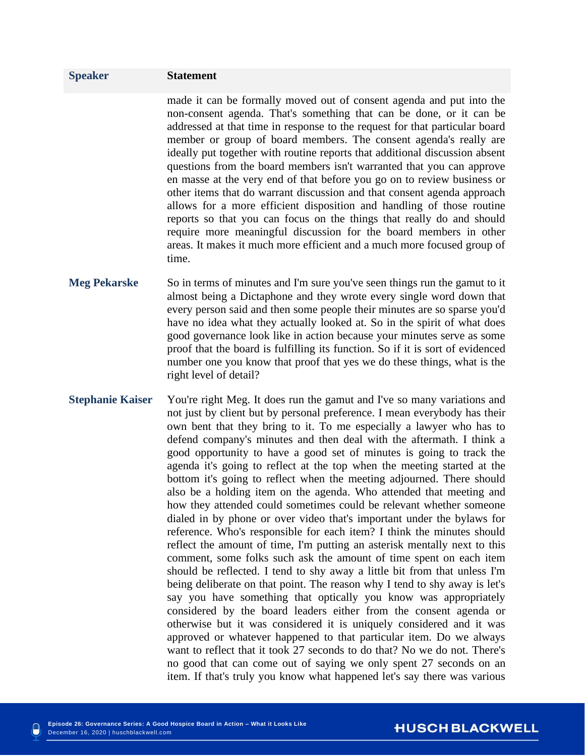| Speaker | Statement |
| --- | --- |
| | made it can be formally moved out of consent agenda and put into the non-consent agenda. That's something that can be done, or it can be addressed at that time in response to the request for that particular board member or group of board members. The consent agenda's really are ideally put together with routine reports that additional discussion absent questions from the board members isn't warranted that you can approve en masse at the very end of that before you go on to review business or other items that do warrant discussion and that consent agenda approach allows for a more efficient disposition and handling of those routine reports so that you can focus on the things that really do and should require more meaningful discussion for the board members in other areas. It makes it much more efficient and a much more focused group of time. |
| **Meg Pekarske** | So in terms of minutes and I'm sure you've seen things run the gamut to it almost being a Dictaphone and they wrote every single word down that every person said and then some people their minutes are so sparse you'd have no idea what they actually looked at. So in the spirit of what does good governance look like in action because your minutes serve as some proof that the board is fulfilling its function. So if it is sort of evidenced number one you know that proof that yes we do these things, what is the right level of detail? |
| **Stephanie Kaiser** | You're right Meg. It does run the gamut and I've so many variations and not just by client but by personal preference. I mean everybody has their own bent that they bring to it. To me especially a lawyer who has to defend company's minutes and then deal with the aftermath. I think a good opportunity to have a good set of minutes is going to track the agenda it's going to reflect at the top when the meeting started at the bottom it's going to reflect when the meeting adjourned. There should also be a holding item on the agenda. Who attended that meeting and how they attended could sometimes could be relevant whether someone dialed in by phone or over video that's important under the bylaws for reference. Who's responsible for each item? I think the minutes should reflect the amount of time, I'm putting an asterisk mentally next to this comment, some folks such ask the amount of time spent on each item should be reflected. I tend to shy away a little bit from that unless I'm being deliberate on that point. The reason why I tend to shy away is let's say you have something that optically you know was appropriately considered by the board leaders either from the consent agenda or otherwise but it was considered it is uniquely considered and it was approved or whatever happened to that particular item. Do we always want to reflect that it took 27 seconds to do that? No we do not. There's no good that can come out of saying we only spent 27 seconds on an item. If that's truly you know what happened let's say there was various |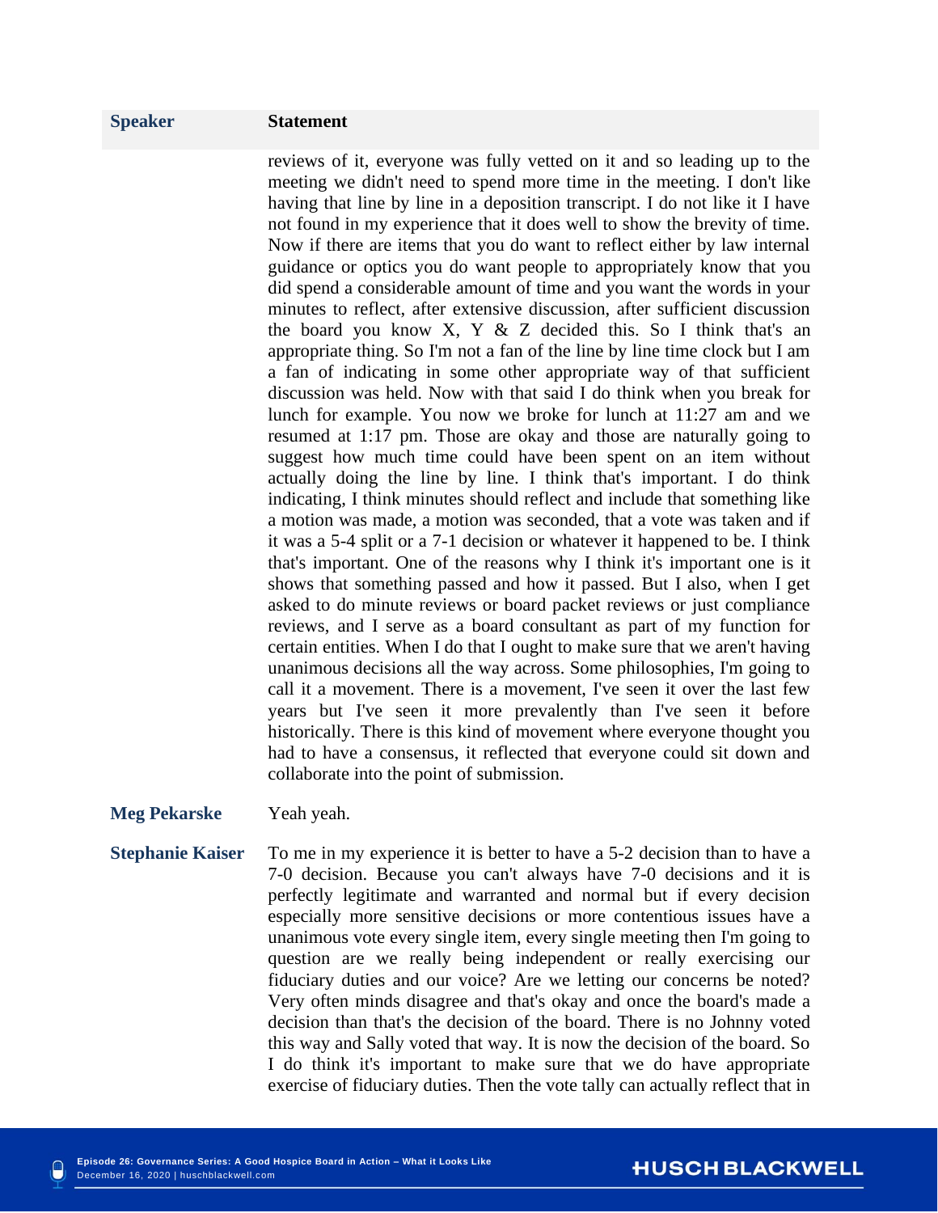| Speaker | Statement |
|---|---|
| | reviews of it, everyone was fully vetted on it and so leading up to the meeting we didn't need to spend more time in the meeting. I don't like having that line by line in a deposition transcript. I do not like it I have not found in my experience that it does well to show the brevity of time. Now if there are items that you do want to reflect either by law internal guidance or optics you do want people to appropriately know that you did spend a considerable amount of time and you want the words in your minutes to reflect, after extensive discussion, after sufficient discussion the board you know X, Y & Z decided this. So I think that's an appropriate thing. So I'm not a fan of the line by line time clock but I am a fan of indicating in some other appropriate way of that sufficient discussion was held. Now with that said I do think when you break for lunch for example. You now we broke for lunch at 11:27 am and we resumed at 1:17 pm. Those are okay and those are naturally going to suggest how much time could have been spent on an item without actually doing the line by line. I think that's important. I do think indicating, I think minutes should reflect and include that something like a motion was made, a motion was seconded, that a vote was taken and if it was a 5-4 split or a 7-1 decision or whatever it happened to be. I think that's important. One of the reasons why I think it's important one is it shows that something passed and how it passed. But I also, when I get asked to do minute reviews or board packet reviews or just compliance reviews, and I serve as a board consultant as part of my function for certain entities. When I do that I ought to make sure that we aren't having unanimous decisions all the way across. Some philosophies, I'm going to call it a movement. There is a movement, I've seen it over the last few years but I've seen it more prevalently than I've seen it before historically. There is this kind of movement where everyone thought you had to have a consensus, it reflected that everyone could sit down and collaborate into the point of submission. |
| **Meg Pekarske** | Yeah yeah. |
| **Stephanie Kaiser** | To me in my experience it is better to have a 5-2 decision than to have a 7-0 decision. Because you can't always have 7-0 decisions and it is perfectly legitimate and warranted and normal but if every decision especially more sensitive decisions or more contentious issues have a unanimous vote every single item, every single meeting then I'm going to question are we really being independent or really exercising our fiduciary duties and our voice? Are we letting our concerns be noted? Very often minds disagree and that's okay and once the board's made a decision than that's the decision of the board. There is no Johnny voted this way and Sally voted that way. It is now the decision of the board. So I do think it's important to make sure that we do have appropriate exercise of fiduciary duties. Then the vote tally can actually reflect that in |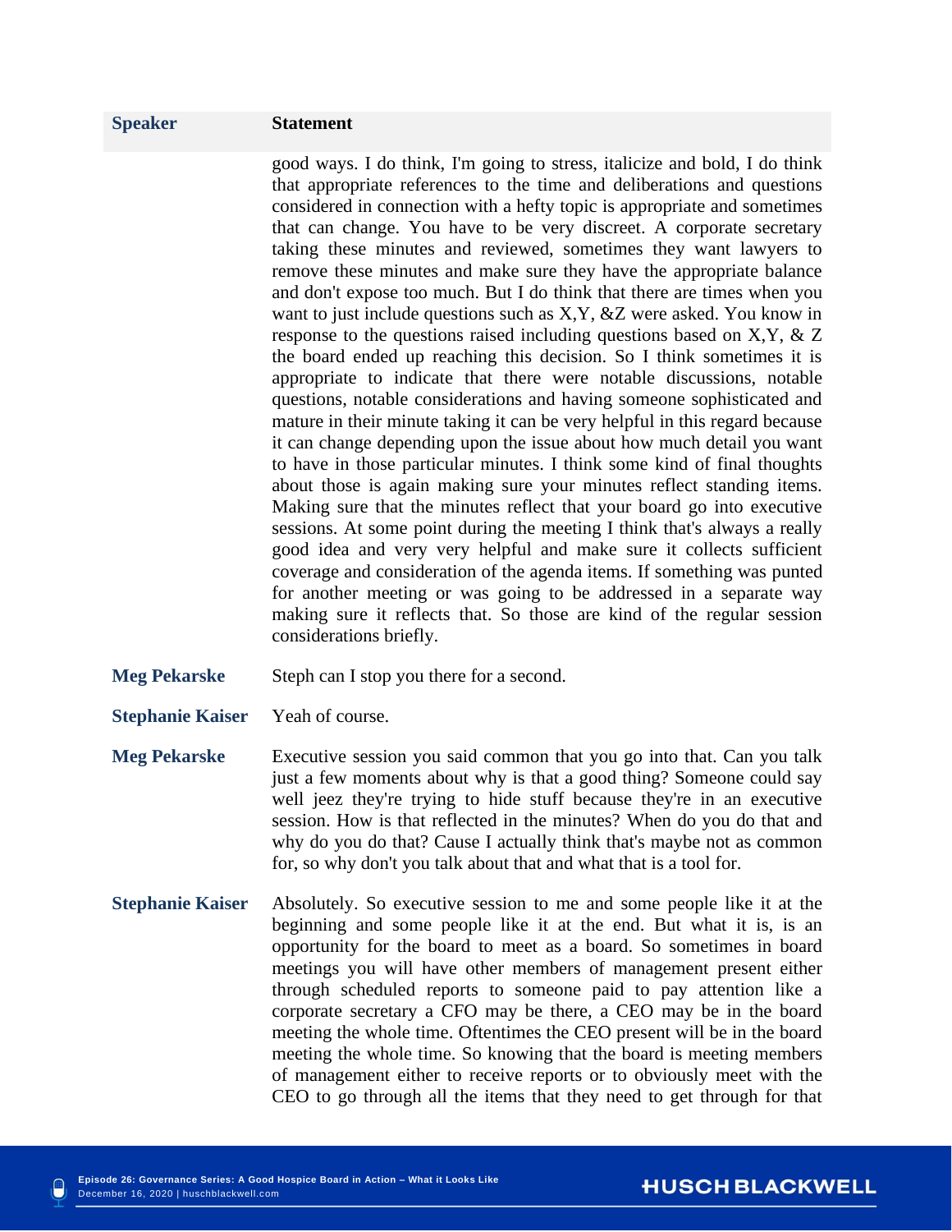| Speaker | Statement |
| --- | --- |
| | good ways. I do think, I'm going to stress, italicize and bold, I do think that appropriate references to the time and deliberations and questions considered in connection with a hefty topic is appropriate and sometimes that can change. You have to be very discreet. A corporate secretary taking these minutes and reviewed, sometimes they want lawyers to remove these minutes and make sure they have the appropriate balance and don't expose too much. But I do think that there are times when you want to just include questions such as X,Y, &Z were asked. You know in response to the questions raised including questions based on X,Y, & Z the board ended up reaching this decision. So I think sometimes it is appropriate to indicate that there were notable discussions, notable questions, notable considerations and having someone sophisticated and mature in their minute taking it can be very helpful in this regard because it can change depending upon the issue about how much detail you want to have in those particular minutes. I think some kind of final thoughts about those is again making sure your minutes reflect standing items. Making sure that the minutes reflect that your board go into executive sessions. At some point during the meeting I think that's always a really good idea and very very helpful and make sure it collects sufficient coverage and consideration of the agenda items. If something was punted for another meeting or was going to be addressed in a separate way making sure it reflects that. So those are kind of the regular session considerations briefly. |
| **Meg Pekarske** | Steph can I stop you there for a second. |
| **Stephanie Kaiser** | Yeah of course. |
| **Meg Pekarske** | Executive session you said common that you go into that. Can you talk just a few moments about why is that a good thing? Someone could say well jeez they're trying to hide stuff because they're in an executive session. How is that reflected in the minutes? When do you do that and why do you do that? Cause I actually think that's maybe not as common for, so why don't you talk about that and what that is a tool for. |
| **Stephanie Kaiser** | Absolutely. So executive session to me and some people like it at the beginning and some people like it at the end. But what it is, is an opportunity for the board to meet as a board. So sometimes in board meetings you will have other members of management present either through scheduled reports to someone paid to pay attention like a corporate secretary a CFO may be there, a CEO may be in the board meeting the whole time. Oftentimes the CEO present will be in the board meeting the whole time. So knowing that the board is meeting members of management either to receive reports or to obviously meet with the CEO to go through all the items that they need to get through for that |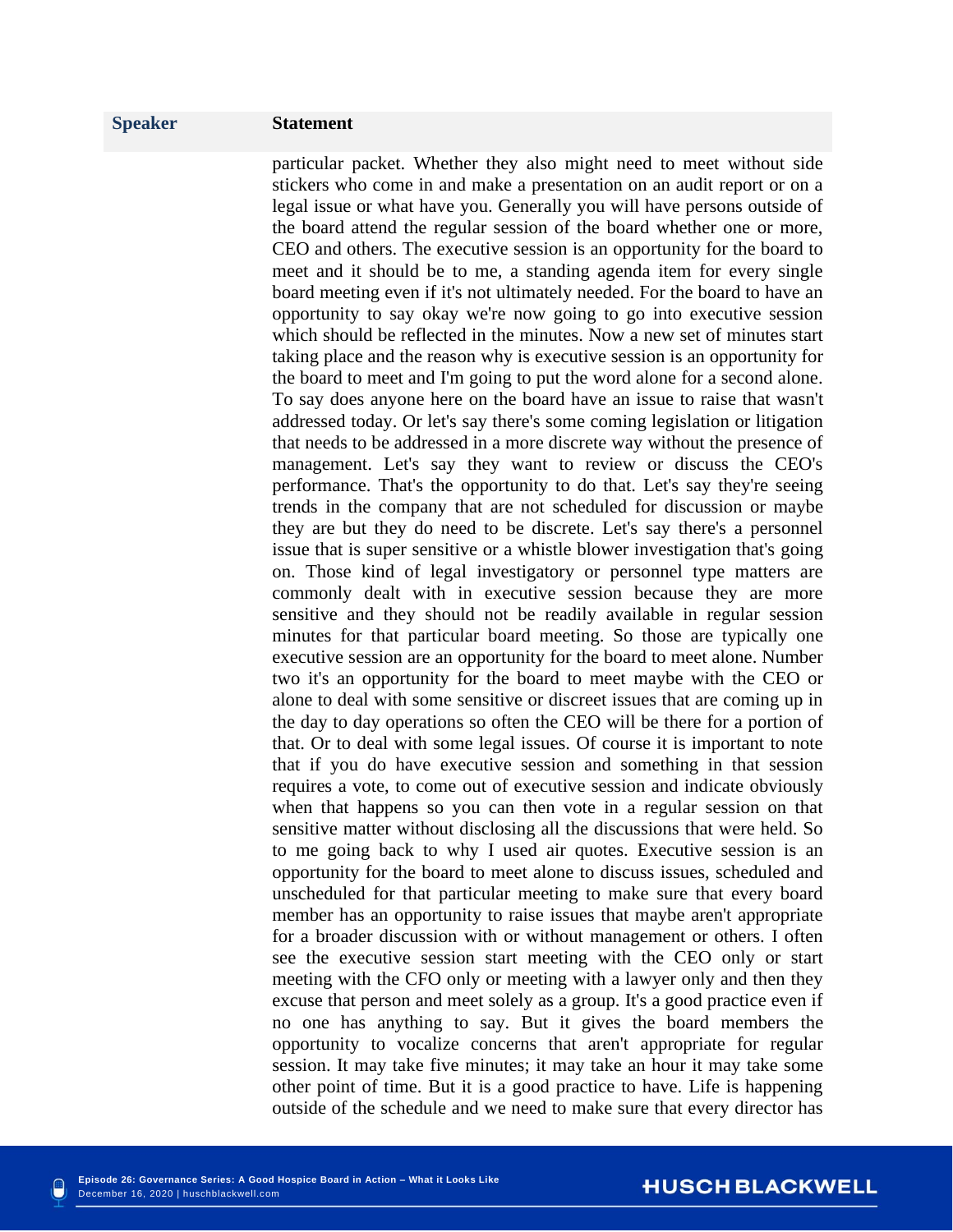| Speaker | Statement |
| --- | --- |
| | particular packet. Whether they also might need to meet without side stickers who come in and make a presentation on an audit report or on a legal issue or what have you. Generally you will have persons outside of the board attend the regular session of the board whether one or more, CEO and others. The executive session is an opportunity for the board to meet and it should be to me, a standing agenda item for every single board meeting even if it's not ultimately needed. For the board to have an opportunity to say okay we're now going to go into executive session which should be reflected in the minutes. Now a new set of minutes start taking place and the reason why is executive session is an opportunity for the board to meet and I'm going to put the word alone for a second alone. To say does anyone here on the board have an issue to raise that wasn't addressed today. Or let's say there's some coming legislation or litigation that needs to be addressed in a more discrete way without the presence of management. Let's say they want to review or discuss the CEO's performance. That's the opportunity to do that. Let's say they're seeing trends in the company that are not scheduled for discussion or maybe they are but they do need to be discrete. Let's say there's a personnel issue that is super sensitive or a whistle blower investigation that's going on. Those kind of legal investigatory or personnel type matters are commonly dealt with in executive session because they are more sensitive and they should not be readily available in regular session minutes for that particular board meeting. So those are typically one executive session are an opportunity for the board to meet alone. Number two it's an opportunity for the board to meet maybe with the CEO or alone to deal with some sensitive or discreet issues that are coming up in the day to day operations so often the CEO will be there for a portion of that. Or to deal with some legal issues. Of course it is important to note that if you do have executive session and something in that session requires a vote, to come out of executive session and indicate obviously when that happens so you can then vote in a regular session on that sensitive matter without disclosing all the discussions that were held. So to me going back to why I used air quotes. Executive session is an opportunity for the board to meet alone to discuss issues, scheduled and unscheduled for that particular meeting to make sure that every board member has an opportunity to raise issues that maybe aren't appropriate for a broader discussion with or without management or others. I often see the executive session start meeting with the CEO only or start meeting with the CFO only or meeting with a lawyer only and then they excuse that person and meet solely as a group. It's a good practice even if no one has anything to say. But it gives the board members the opportunity to vocalize concerns that aren't appropriate for regular session. It may take five minutes; it may take an hour it may take some other point of time. But it is a good practice to have. Life is happening outside of the schedule and we need to make sure that every director has |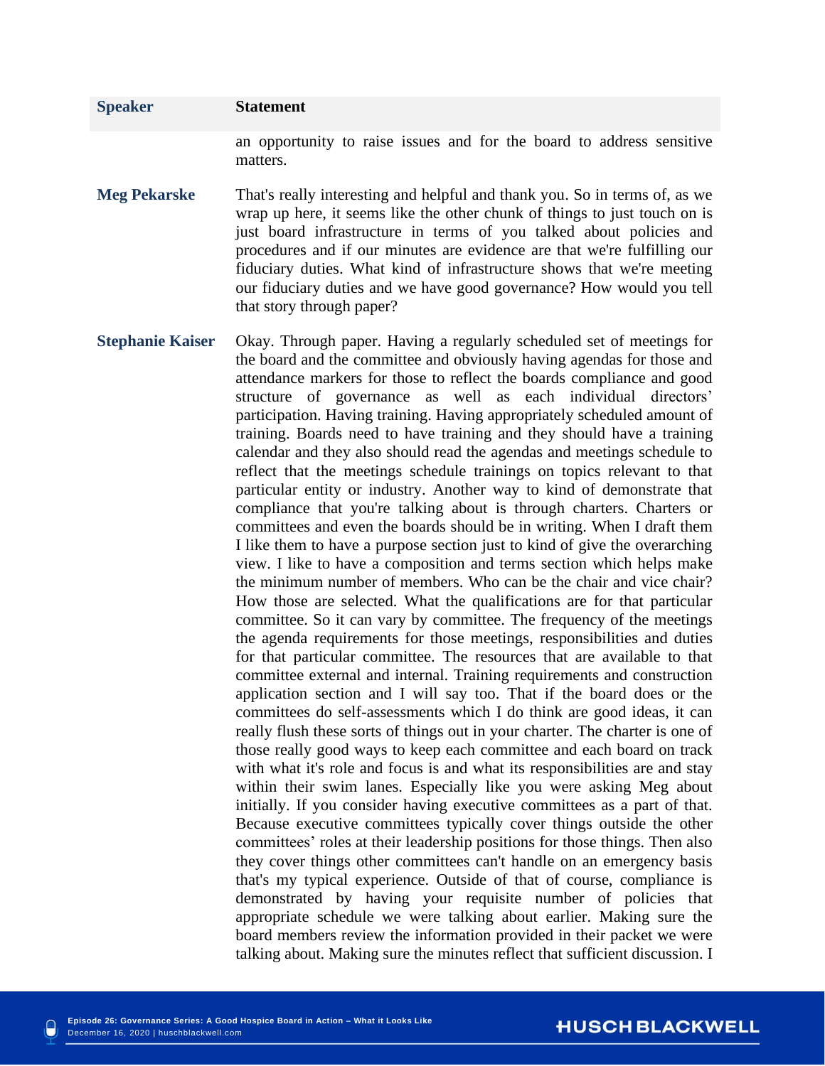| Speaker | Statement |
| --- | --- |
| | an opportunity to raise issues and for the board to address sensitive matters. |
| **Meg Pekarske** | That's really interesting and helpful and thank you. So in terms of, as we wrap up here, it seems like the other chunk of things to just touch on is just board infrastructure in terms of you talked about policies and procedures and if our minutes are evidence are that we're fulfilling our fiduciary duties. What kind of infrastructure shows that we're meeting our fiduciary duties and we have good governance? How would you tell that story through paper? |
| **Stephanie Kaiser** | Okay. Through paper. Having a regularly scheduled set of meetings for the board and the committee and obviously having agendas for those and attendance markers for those to reflect the boards compliance and good structure of governance as well as each individual directors' participation. Having training. Having appropriately scheduled amount of training. Boards need to have training and they should have a training calendar and they also should read the agendas and meetings schedule to reflect that the meetings schedule trainings on topics relevant to that particular entity or industry. Another way to kind of demonstrate that compliance that you're talking about is through charters. Charters or committees and even the boards should be in writing. When I draft them I like them to have a purpose section just to kind of give the overarching view. I like to have a composition and terms section which helps make the minimum number of members. Who can be the chair and vice chair? How those are selected. What the qualifications are for that particular committee. So it can vary by committee. The frequency of the meetings the agenda requirements for those meetings, responsibilities and duties for that particular committee. The resources that are available to that committee external and internal. Training requirements and construction application section and I will say too. That if the board does or the committees do self-assessments which I do think are good ideas, it can really flush these sorts of things out in your charter. The charter is one of those really good ways to keep each committee and each board on track with what it's role and focus is and what its responsibilities are and stay within their swim lanes. Especially like you were asking Meg about initially. If you consider having executive committees as a part of that. Because executive committees typically cover things outside the other committees' roles at their leadership positions for those things. Then also they cover things other committees can't handle on an emergency basis that's my typical experience. Outside of that of course, compliance is demonstrated by having your requisite number of policies that appropriate schedule we were talking about earlier. Making sure the board members review the information provided in their packet we were talking about. Making sure the minutes reflect that sufficient discussion. I |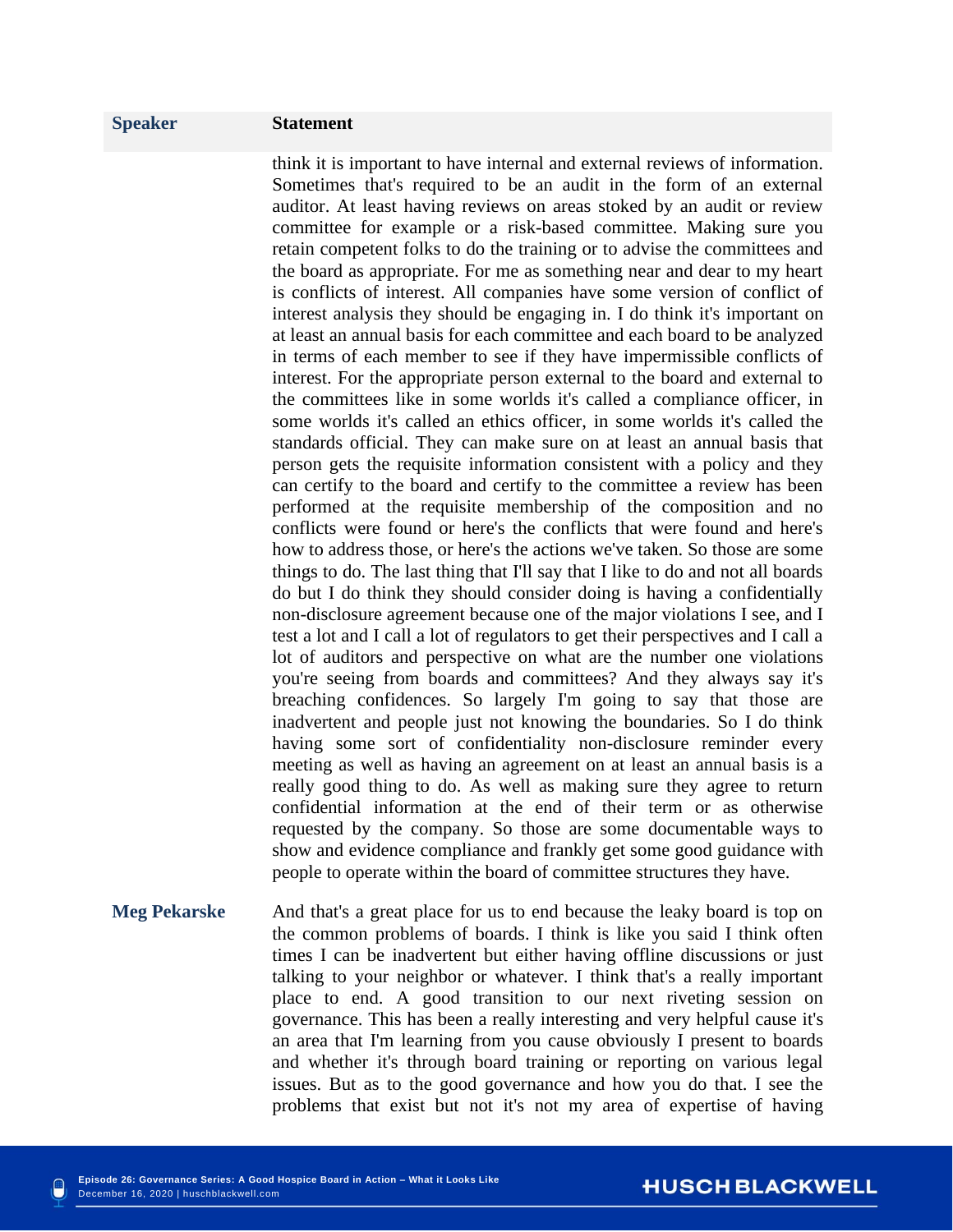| Speaker | Statement |
|---|---|
| | think it is important to have internal and external reviews of information. Sometimes that's required to be an audit in the form of an external auditor. At least having reviews on areas stoked by an audit or review committee for example or a risk-based committee. Making sure you retain competent folks to do the training or to advise the committees and the board as appropriate. For me as something near and dear to my heart is conflicts of interest. All companies have some version of conflict of interest analysis they should be engaging in. I do think it's important on at least an annual basis for each committee and each board to be analyzed in terms of each member to see if they have impermissible conflicts of interest. For the appropriate person external to the board and external to the committees like in some worlds it's called a compliance officer, in some worlds it's called an ethics officer, in some worlds it's called the standards official. They can make sure on at least an annual basis that person gets the requisite information consistent with a policy and they can certify to the board and certify to the committee a review has been performed at the requisite membership of the composition and no conflicts were found or here's the conflicts that were found and here's how to address those, or here's the actions we've taken. So those are some things to do. The last thing that I'll say that I like to do and not all boards do but I do think they should consider doing is having a confidentially non-disclosure agreement because one of the major violations I see, and I test a lot and I call a lot of regulators to get their perspectives and I call a lot of auditors and perspective on what are the number one violations you're seeing from boards and committees? And they always say it's breaching confidences. So largely I'm going to say that those are inadvertent and people just not knowing the boundaries. So I do think having some sort of confidentiality non-disclosure reminder every meeting as well as having an agreement on at least an annual basis is a really good thing to do. As well as making sure they agree to return confidential information at the end of their term or as otherwise requested by the company. So those are some documentable ways to show and evidence compliance and frankly get some good guidance with people to operate within the board of committee structures they have. |
| **Meg Pekarske** | And that's a great place for us to end because the leaky board is top on the common problems of boards. I think is like you said I think often times I can be inadvertent but either having offline discussions or just talking to your neighbor or whatever. I think that's a really important place to end. A good transition to our next riveting session on governance. This has been a really interesting and very helpful cause it's an area that I'm learning from you cause obviously I present to boards and whether it's through board training or reporting on various legal issues. But as to the good governance and how you do that. I see the problems that exist but not it's not my area of expertise of having |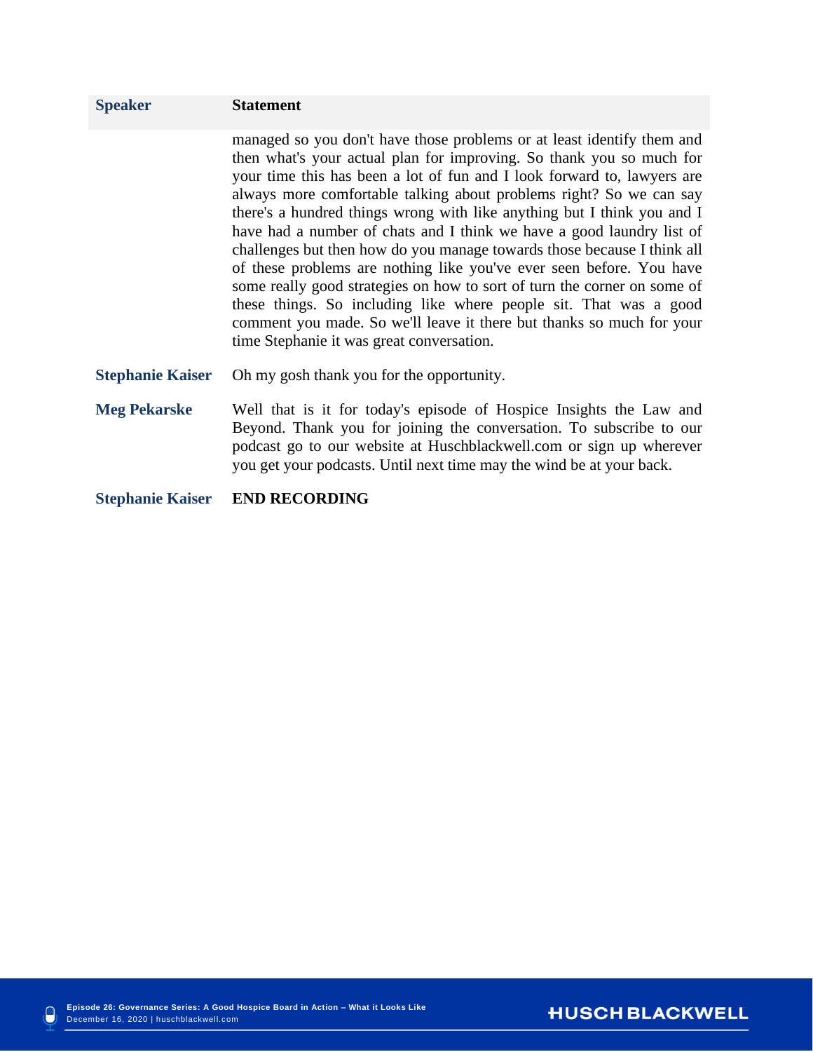| Speaker | Statement |
|---|---|
| | managed so you don't have those problems or at least identify them and then what's your actual plan for improving. So thank you so much for your time this has been a lot of fun and I look forward to, lawyers are always more comfortable talking about problems right? So we can say there's a hundred things wrong with like anything but I think you and I have had a number of chats and I think we have a good laundry list of challenges but then how do you manage towards those because I think all of these problems are nothing like you've ever seen before. You have some really good strategies on how to sort of turn the corner on some of these things. So including like where people sit. That was a good comment you made. So we'll leave it there but thanks so much for your time Stephanie it was great conversation. |
| **Stephanie Kaiser** | Oh my gosh thank you for the opportunity. |
| **Meg Pekarske** | Well that is it for today's episode of Hospice Insights the Law and Beyond. Thank you for joining the conversation. To subscribe to our podcast go to our website at Huschblackwell.com or sign up wherever you get your podcasts. Until next time may the wind be at your back. |
| **Stephanie Kaiser** | **END RECORDING** |